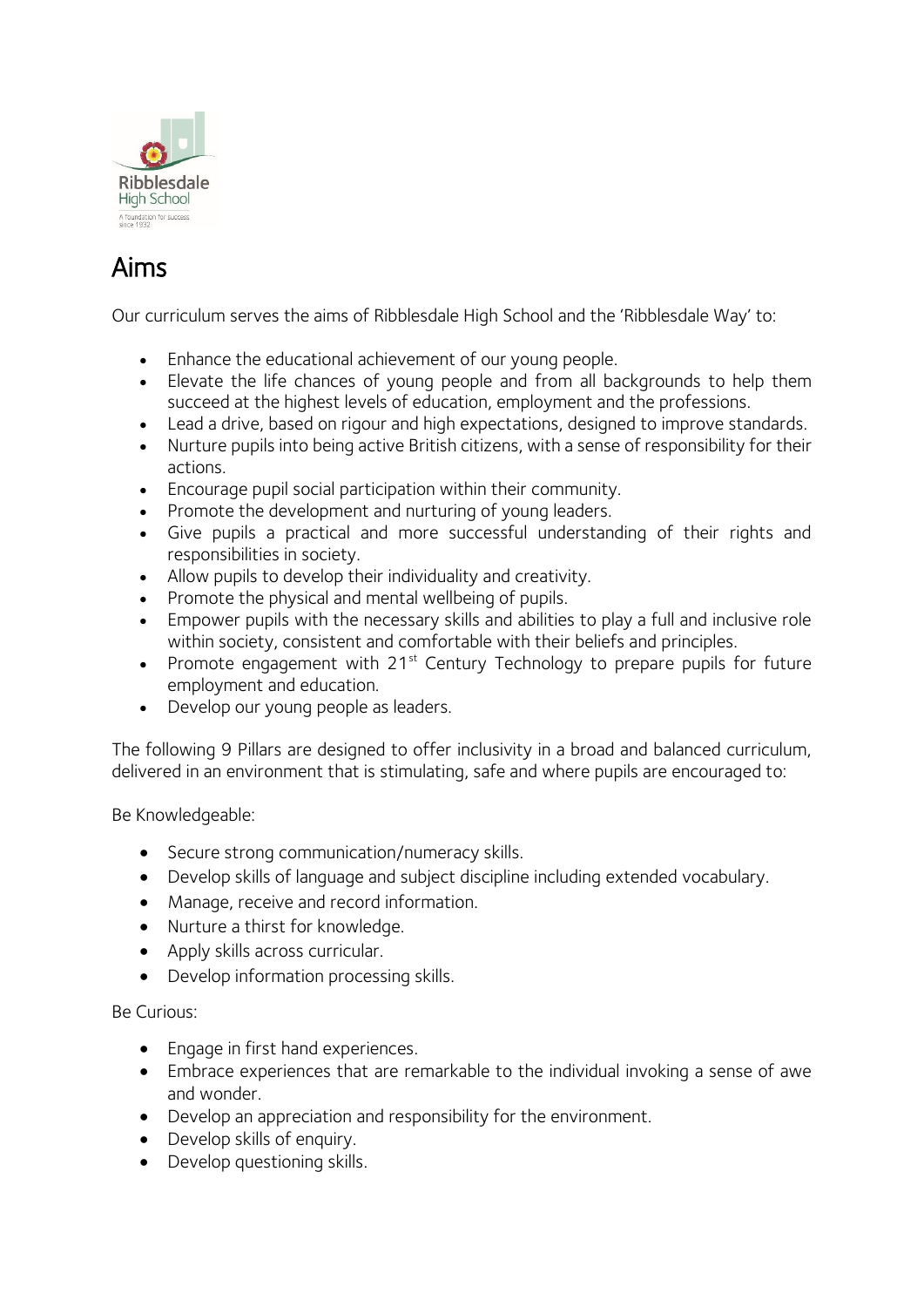# Aims

Our curriculum serves the aims of Ribblesdale High School and the 'Ribblesdale Way' to:

- Enhance the educational achievement of our young people.
- Elevate the life chances of young people and from all backgrounds to help them succeed at the highest levels of education, employment and the professions.
- Lead a drive, based on rigour and high expectations, designed to improve standards.
- Nurture pupils into being active British citizens, with a sense of responsibility for their actions.
- Encourage pupil social participation within their community.
- Promote the development and nurturing of young leaders.
- Give pupils a practical and more successful understanding of their rights and responsibilities in society.
- Allow pupils to develop their individuality and creativity.
- Promote the physical and mental wellbeing of pupils.
- Empower pupils with the necessary skills and abilities to play a full and inclusive role within society, consistent and comfortable with their beliefs and principles.
- Promote engagement with 21st Century Technology to prepare pupils for future employment and education.
- Develop our young people as leaders.

The following 9 Pillars are designed to offer inclusivity in a broad and balanced curriculum, delivered in an environment that is stimulating, safe and where pupils are encouraged to:

Be Knowledgeable:

- Secure strong communication/numeracy skills.
- Develop skills of language and subject discipline including extended vocabulary.
- Manage, receive and record information.
- Nurture a thirst for knowledge.
- Apply skills across curricular.
- Develop information processing skills.

Be Curious:

- Engage in first hand experiences.
- Embrace experiences that are remarkable to the individual invoking a sense of awe and wonder.
- Develop an appreciation and responsibility for the environment.
- Develop skills of enquiry.
- Develop questioning skills.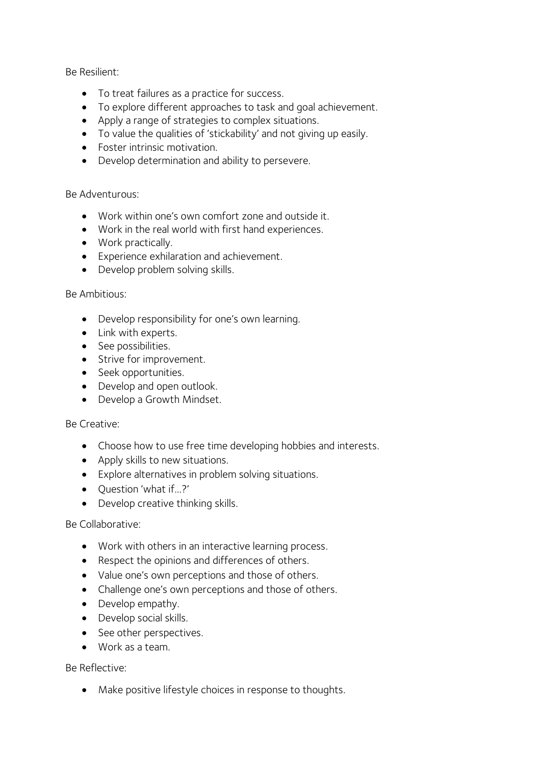Be Resilient:

- To treat failures as a practice for success.
- To explore different approaches to task and goal achievement.
- Apply a range of strategies to complex situations.
- To value the qualities of 'stickability' and not giving up easily.
- Foster intrinsic motivation.
- Develop determination and ability to persevere.

Be Adventurous:

- Work within one's own comfort zone and outside it.
- Work in the real world with first hand experiences.
- Work practically.
- Experience exhilaration and achievement.
- Develop problem solving skills.

Be Ambitious:

- Develop responsibility for one's own learning.
- Link with experts.
- See possibilities.
- Strive for improvement.
- Seek opportunities.
- Develop and open outlook.
- Develop a Growth Mindset.

Be Creative:

- Choose how to use free time developing hobbies and interests.
- Apply skills to new situations.
- Explore alternatives in problem solving situations.
- Question 'what if…?'
- Develop creative thinking skills.

Be Collaborative:

- Work with others in an interactive learning process.
- Respect the opinions and differences of others.
- Value one's own perceptions and those of others.
- Challenge one's own perceptions and those of others.
- Develop empathy.
- Develop social skills.
- See other perspectives.
- Work as a team.

Be Reflective:

- Make positive lifestyle choices in response to thoughts.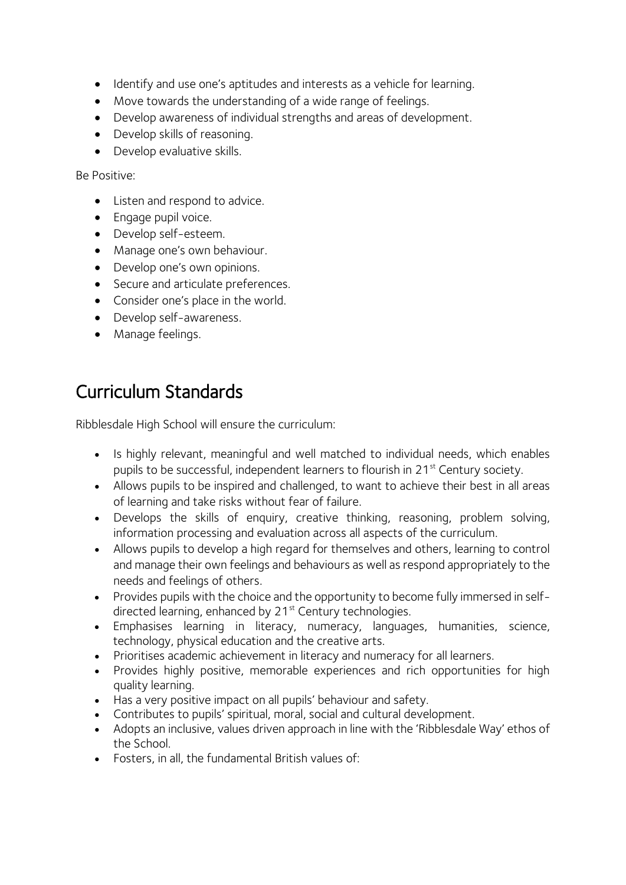- Identify and use one's aptitudes and interests as a vehicle for learning.
- Move towards the understanding of a wide range of feelings.
- Develop awareness of individual strengths and areas of development.
- Develop skills of reasoning.
- Develop evaluative skills.

Be Positive:

- Listen and respond to advice.
- Engage pupil voice.
- Develop self-esteem.
- Manage one's own behaviour.
- Develop one's own opinions.
- Secure and articulate preferences.
- Consider one's place in the world.
- Develop self-awareness.
- Manage feelings.

## Curriculum Standards

Ribblesdale High School will ensure the curriculum:

- Is highly relevant, meaningful and well matched to individual needs, which enables pupils to be successful, independent learners to flourish in 21st Century society.
- Allows pupils to be inspired and challenged, to want to achieve their best in all areas of learning and take risks without fear of failure.
- Develops the skills of enquiry, creative thinking, reasoning, problem solving, information processing and evaluation across all aspects of the curriculum.
- Allows pupils to develop a high regard for themselves and others, learning to control and manage their own feelings and behaviours as well as respond appropriately to the needs and feelings of others.
- Provides pupils with the choice and the opportunity to become fully immersed in self-directed learning, enhanced by 21st Century technologies.
- Emphasises learning in literacy, numeracy, languages, humanities, science, technology, physical education and the creative arts.
- Prioritises academic achievement in literacy and numeracy for all learners.
- Provides highly positive, memorable experiences and rich opportunities for high quality learning.
- Has a very positive impact on all pupils' behaviour and safety.
- Contributes to pupils' spiritual, moral, social and cultural development.
- Adopts an inclusive, values driven approach in line with the 'Ribblesdale Way' ethos of the School.
- Fosters, in all, the fundamental British values of: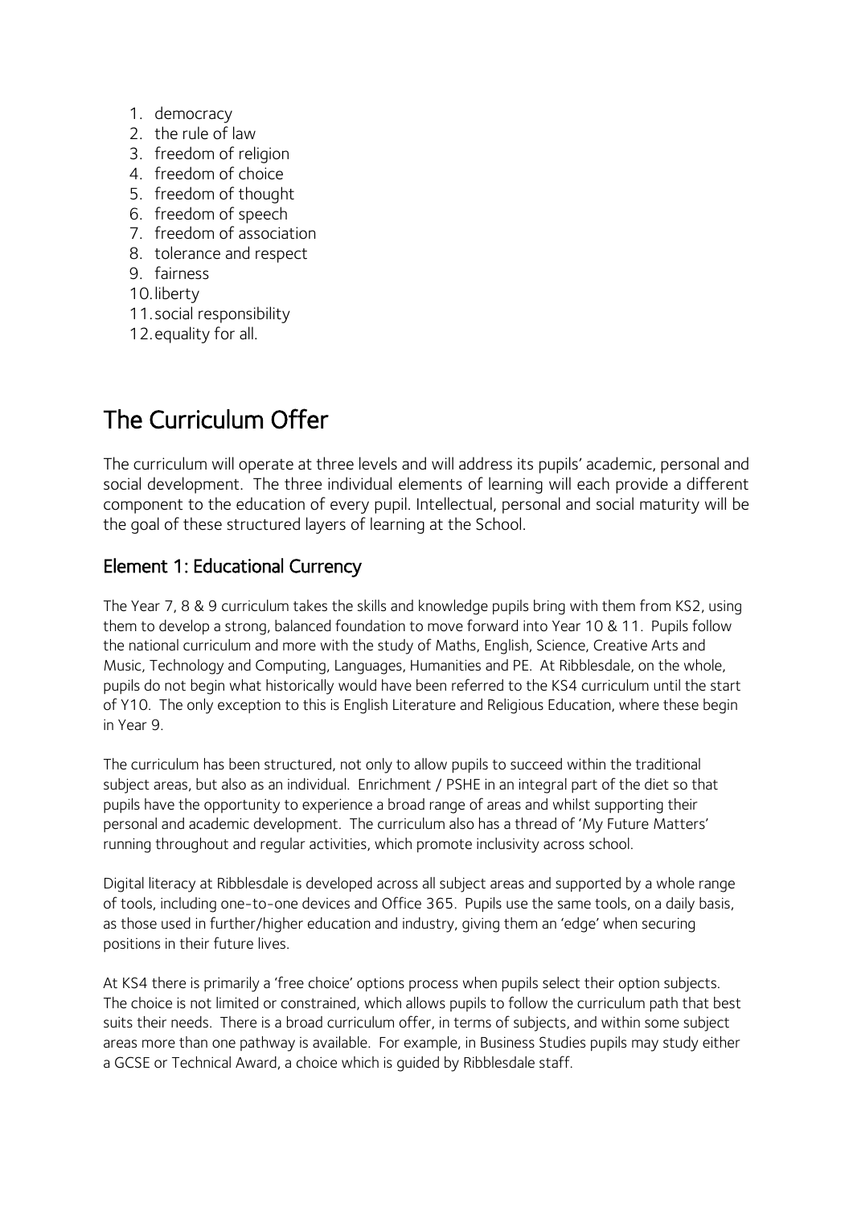1. democracy
2. the rule of law
3. freedom of religion
4. freedom of choice
5. freedom of thought
6. freedom of speech
7. freedom of association
8. tolerance and respect
9. fairness
10. liberty
11. social responsibility
12. equality for all.

# The Curriculum Offer

The curriculum will operate at three levels and will address its pupils' academic, personal and social development. The three individual elements of learning will each provide a different component to the education of every pupil. Intellectual, personal and social maturity will be the goal of these structured layers of learning at the School.

## Element 1: Educational Currency

The Year 7, 8 & 9 curriculum takes the skills and knowledge pupils bring with them from KS2, using them to develop a strong, balanced foundation to move forward into Year 10 & 11. Pupils follow the national curriculum and more with the study of Maths, English, Science, Creative Arts and Music, Technology and Computing, Languages, Humanities and PE. At Ribblesdale, on the whole, pupils do not begin what historically would have been referred to the KS4 curriculum until the start of Y10. The only exception to this is English Literature and Religious Education, where these begin in Year 9.

The curriculum has been structured, not only to allow pupils to succeed within the traditional subject areas, but also as an individual. Enrichment / PSHE in an integral part of the diet so that pupils have the opportunity to experience a broad range of areas and whilst supporting their personal and academic development. The curriculum also has a thread of 'My Future Matters' running throughout and regular activities, which promote inclusivity across school.

Digital literacy at Ribblesdale is developed across all subject areas and supported by a whole range of tools, including one-to-one devices and Office 365. Pupils use the same tools, on a daily basis, as those used in further/higher education and industry, giving them an 'edge' when securing positions in their future lives.

At KS4 there is primarily a 'free choice' options process when pupils select their option subjects. The choice is not limited or constrained, which allows pupils to follow the curriculum path that best suits their needs. There is a broad curriculum offer, in terms of subjects, and within some subject areas more than one pathway is available. For example, in Business Studies pupils may study either a GCSE or Technical Award, a choice which is guided by Ribblesdale staff.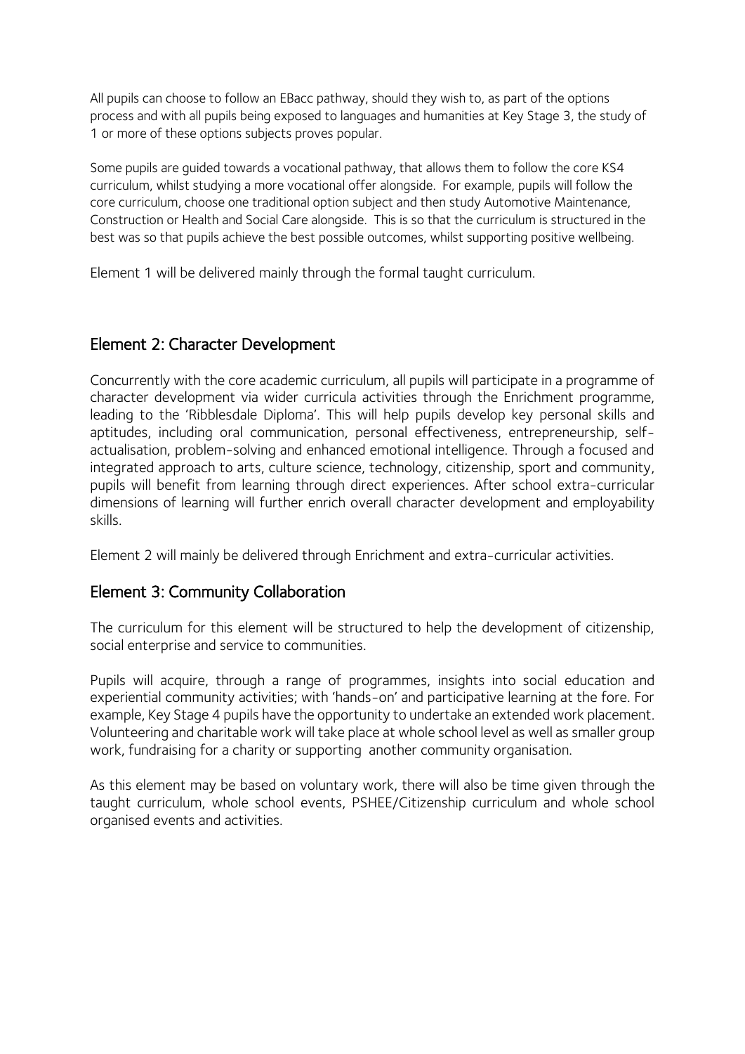All pupils can choose to follow an EBacc pathway, should they wish to, as part of the options process and with all pupils being exposed to languages and humanities at Key Stage 3, the study of 1 or more of these options subjects proves popular.

Some pupils are guided towards a vocational pathway, that allows them to follow the core KS4 curriculum, whilst studying a more vocational offer alongside. For example, pupils will follow the core curriculum, choose one traditional option subject and then study Automotive Maintenance, Construction or Health and Social Care alongside. This is so that the curriculum is structured in the best was so that pupils achieve the best possible outcomes, whilst supporting positive wellbeing.

Element 1 will be delivered mainly through the formal taught curriculum.

## Element 2: Character Development

Concurrently with the core academic curriculum, all pupils will participate in a programme of character development via wider curricula activities through the Enrichment programme, leading to the 'Ribblesdale Diploma'. This will help pupils develop key personal skills and aptitudes, including oral communication, personal effectiveness, entrepreneurship, self-actualisation, problem-solving and enhanced emotional intelligence. Through a focused and integrated approach to arts, culture science, technology, citizenship, sport and community, pupils will benefit from learning through direct experiences. After school extra-curricular dimensions of learning will further enrich overall character development and employability skills.

Element 2 will mainly be delivered through Enrichment and extra-curricular activities.

## Element 3: Community Collaboration

The curriculum for this element will be structured to help the development of citizenship, social enterprise and service to communities.

Pupils will acquire, through a range of programmes, insights into social education and experiential community activities; with 'hands-on' and participative learning at the fore. For example, Key Stage 4 pupils have the opportunity to undertake an extended work placement. Volunteering and charitable work will take place at whole school level as well as smaller group work, fundraising for a charity or supporting another community organisation.

As this element may be based on voluntary work, there will also be time given through the taught curriculum, whole school events, PSHEE/Citizenship curriculum and whole school organised events and activities.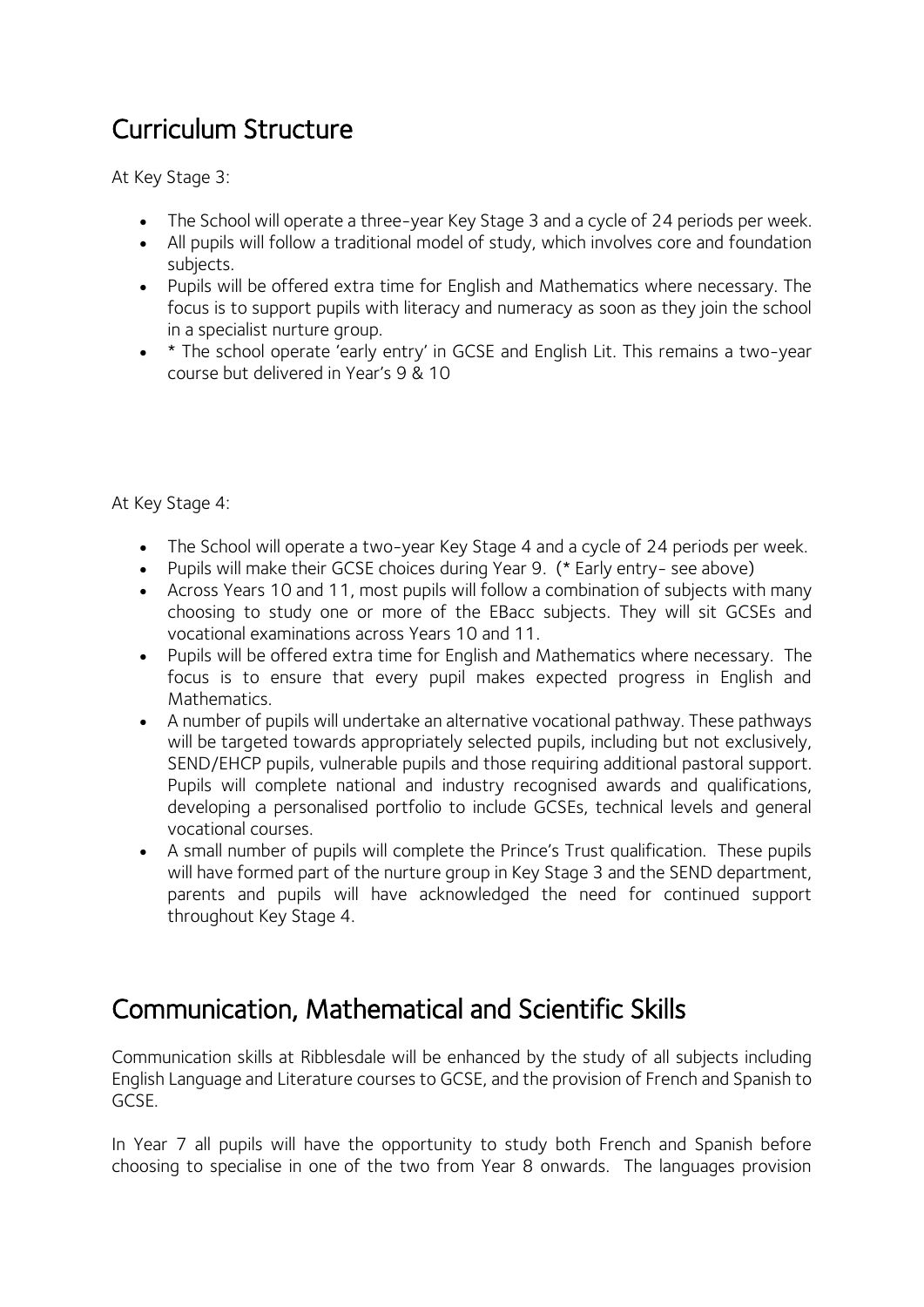## Curriculum Structure

At Key Stage 3:

- The School will operate a three-year Key Stage 3 and a cycle of 24 periods per week.
- All pupils will follow a traditional model of study, which involves core and foundation subjects.
- Pupils will be offered extra time for English and Mathematics where necessary. The focus is to support pupils with literacy and numeracy as soon as they join the school in a specialist nurture group.
- * The school operate 'early entry' in GCSE and English Lit. This remains a two-year course but delivered in Year's 9 & 10

At Key Stage 4:

- The School will operate a two-year Key Stage 4 and a cycle of 24 periods per week.
- Pupils will make their GCSE choices during Year 9. (* Early entry- see above)
- Across Years 10 and 11, most pupils will follow a combination of subjects with many choosing to study one or more of the EBacc subjects. They will sit GCSEs and vocational examinations across Years 10 and 11.
- Pupils will be offered extra time for English and Mathematics where necessary. The focus is to ensure that every pupil makes expected progress in English and Mathematics.
- A number of pupils will undertake an alternative vocational pathway. These pathways will be targeted towards appropriately selected pupils, including but not exclusively, SEND/EHCP pupils, vulnerable pupils and those requiring additional pastoral support. Pupils will complete national and industry recognised awards and qualifications, developing a personalised portfolio to include GCSEs, technical levels and general vocational courses.
- A small number of pupils will complete the Prince's Trust qualification. These pupils will have formed part of the nurture group in Key Stage 3 and the SEND department, parents and pupils will have acknowledged the need for continued support throughout Key Stage 4.

## Communication, Mathematical and Scientific Skills

Communication skills at Ribblesdale will be enhanced by the study of all subjects including English Language and Literature courses to GCSE, and the provision of French and Spanish to GCSE.

In Year 7 all pupils will have the opportunity to study both French and Spanish before choosing to specialise in one of the two from Year 8 onwards. The languages provision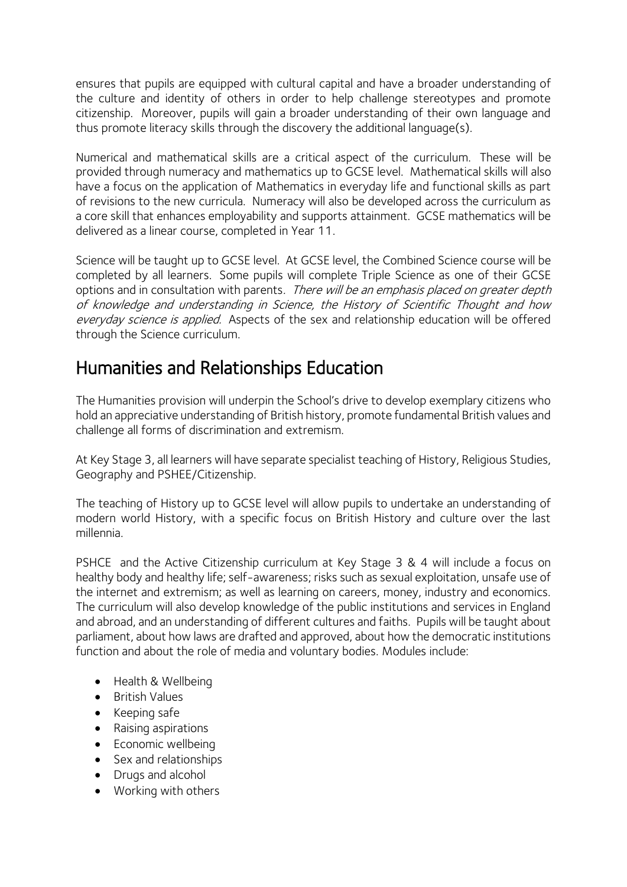ensures that pupils are equipped with cultural capital and have a broader understanding of the culture and identity of others in order to help challenge stereotypes and promote citizenship. Moreover, pupils will gain a broader understanding of their own language and thus promote literacy skills through the discovery the additional language(s).

Numerical and mathematical skills are a critical aspect of the curriculum. These will be provided through numeracy and mathematics up to GCSE level. Mathematical skills will also have a focus on the application of Mathematics in everyday life and functional skills as part of revisions to the new curricula. Numeracy will also be developed across the curriculum as a core skill that enhances employability and supports attainment. GCSE mathematics will be delivered as a linear course, completed in Year 11.

Science will be taught up to GCSE level. At GCSE level, the Combined Science course will be completed by all learners. Some pupils will complete Triple Science as one of their GCSE options and in consultation with parents. *There will be an emphasis placed on greater depth of knowledge and understanding in Science, the History of Scientific Thought and how everyday science is applied.* Aspects of the sex and relationship education will be offered through the Science curriculum.

## Humanities and Relationships Education

The Humanities provision will underpin the School's drive to develop exemplary citizens who hold an appreciative understanding of British history, promote fundamental British values and challenge all forms of discrimination and extremism.

At Key Stage 3, all learners will have separate specialist teaching of History, Religious Studies, Geography and PSHEE/Citizenship.

The teaching of History up to GCSE level will allow pupils to undertake an understanding of modern world History, with a specific focus on British History and culture over the last millennia.

PSHCE and the Active Citizenship curriculum at Key Stage 3 & 4 will include a focus on healthy body and healthy life; self-awareness; risks such as sexual exploitation, unsafe use of the internet and extremism; as well as learning on careers, money, industry and economics. The curriculum will also develop knowledge of the public institutions and services in England and abroad, and an understanding of different cultures and faiths. Pupils will be taught about parliament, about how laws are drafted and approved, about how the democratic institutions function and about the role of media and voluntary bodies. Modules include:

- Health & Wellbeing
- British Values
- Keeping safe
- Raising aspirations
- Economic wellbeing
- Sex and relationships
- Drugs and alcohol
- Working with others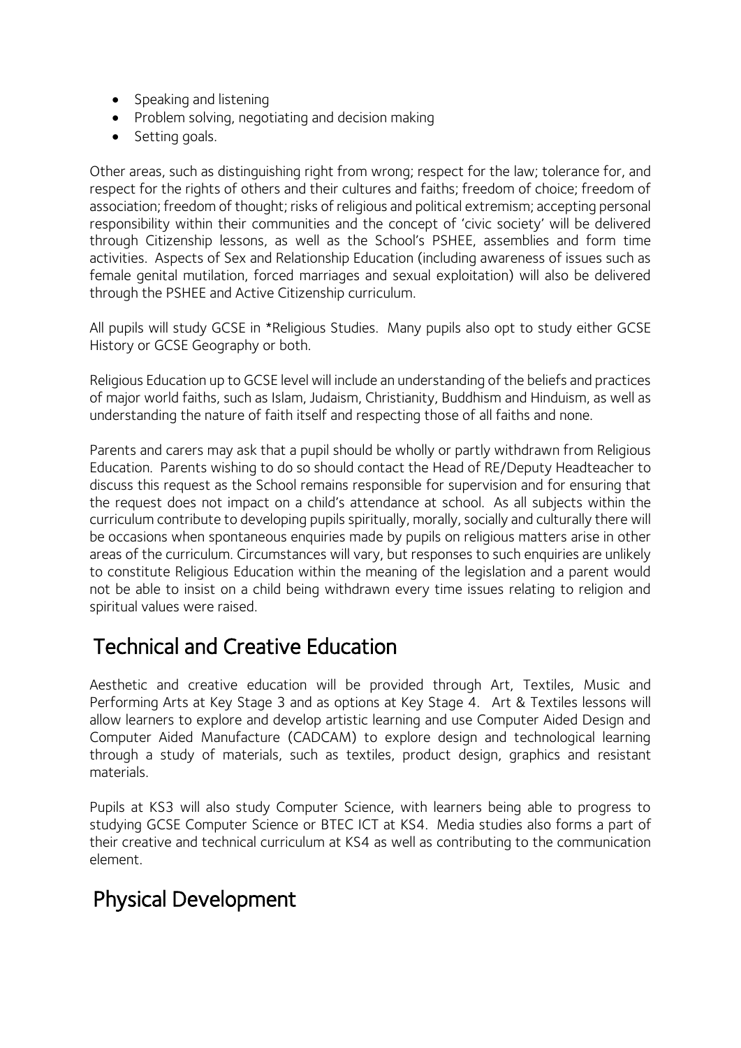- Speaking and listening
- Problem solving, negotiating and decision making
- Setting goals.

Other areas, such as distinguishing right from wrong; respect for the law; tolerance for, and respect for the rights of others and their cultures and faiths; freedom of choice; freedom of association; freedom of thought; risks of religious and political extremism; accepting personal responsibility within their communities and the concept of 'civic society' will be delivered through Citizenship lessons, as well as the School's PSHEE, assemblies and form time activities. Aspects of Sex and Relationship Education (including awareness of issues such as female genital mutilation, forced marriages and sexual exploitation) will also be delivered through the PSHEE and Active Citizenship curriculum.

All pupils will study GCSE in *Religious Studies. Many pupils also opt to study either GCSE History or GCSE Geography or both.

Religious Education up to GCSE level will include an understanding of the beliefs and practices of major world faiths, such as Islam, Judaism, Christianity, Buddhism and Hinduism, as well as understanding the nature of faith itself and respecting those of all faiths and none.

Parents and carers may ask that a pupil should be wholly or partly withdrawn from Religious Education. Parents wishing to do so should contact the Head of RE/Deputy Headteacher to discuss this request as the School remains responsible for supervision and for ensuring that the request does not impact on a child's attendance at school. As all subjects within the curriculum contribute to developing pupils spiritually, morally, socially and culturally there will be occasions when spontaneous enquiries made by pupils on religious matters arise in other areas of the curriculum. Circumstances will vary, but responses to such enquiries are unlikely to constitute Religious Education within the meaning of the legislation and a parent would not be able to insist on a child being withdrawn every time issues relating to religion and spiritual values were raised.

## Technical and Creative Education

Aesthetic and creative education will be provided through Art, Textiles, Music and Performing Arts at Key Stage 3 and as options at Key Stage 4. Art & Textiles lessons will allow learners to explore and develop artistic learning and use Computer Aided Design and Computer Aided Manufacture (CADCAM) to explore design and technological learning through a study of materials, such as textiles, product design, graphics and resistant materials.

Pupils at KS3 will also study Computer Science, with learners being able to progress to studying GCSE Computer Science or BTEC ICT at KS4. Media studies also forms a part of their creative and technical curriculum at KS4 as well as contributing to the communication element.

## Physical Development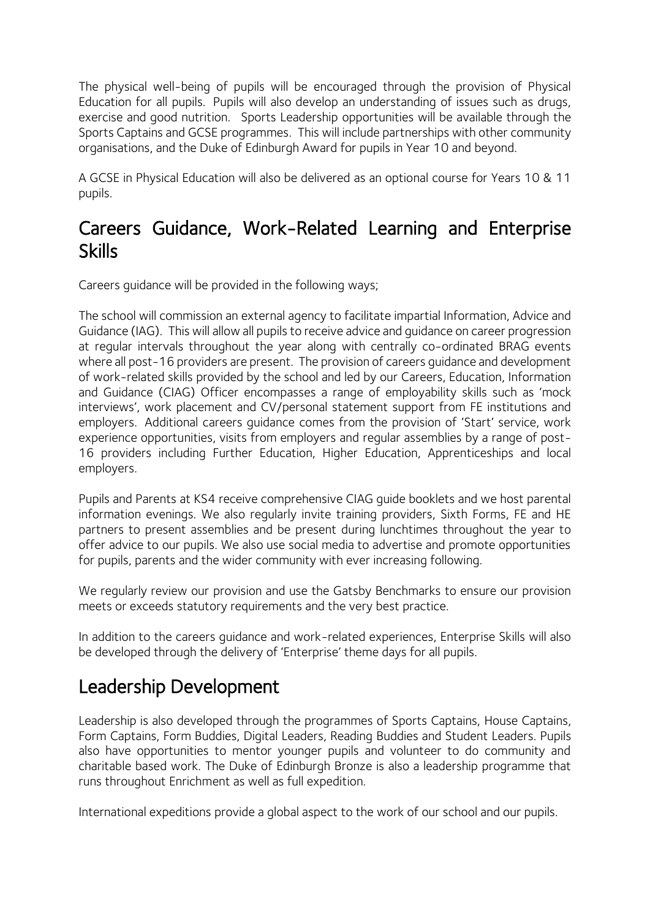The physical well-being of pupils will be encouraged through the provision of Physical Education for all pupils. Pupils will also develop an understanding of issues such as drugs, exercise and good nutrition. Sports Leadership opportunities will be available through the Sports Captains and GCSE programmes. This will include partnerships with other community organisations, and the Duke of Edinburgh Award for pupils in Year 10 and beyond.

A GCSE in Physical Education will also be delivered as an optional course for Years 10 & 11 pupils.

## Careers Guidance, Work-Related Learning and Enterprise Skills

Careers guidance will be provided in the following ways;

The school will commission an external agency to facilitate impartial Information, Advice and Guidance (IAG). This will allow all pupils to receive advice and guidance on career progression at regular intervals throughout the year along with centrally co-ordinated BRAG events where all post-16 providers are present. The provision of careers guidance and development of work-related skills provided by the school and led by our Careers, Education, Information and Guidance (CIAG) Officer encompasses a range of employability skills such as 'mock interviews', work placement and CV/personal statement support from FE institutions and employers. Additional careers guidance comes from the provision of 'Start' service, work experience opportunities, visits from employers and regular assemblies by a range of post-16 providers including Further Education, Higher Education, Apprenticeships and local employers.

Pupils and Parents at KS4 receive comprehensive CIAG guide booklets and we host parental information evenings. We also regularly invite training providers, Sixth Forms, FE and HE partners to present assemblies and be present during lunchtimes throughout the year to offer advice to our pupils. We also use social media to advertise and promote opportunities for pupils, parents and the wider community with ever increasing following.

We regularly review our provision and use the Gatsby Benchmarks to ensure our provision meets or exceeds statutory requirements and the very best practice.

In addition to the careers guidance and work-related experiences, Enterprise Skills will also be developed through the delivery of 'Enterprise' theme days for all pupils.

## Leadership Development

Leadership is also developed through the programmes of Sports Captains, House Captains, Form Captains, Form Buddies, Digital Leaders, Reading Buddies and Student Leaders. Pupils also have opportunities to mentor younger pupils and volunteer to do community and charitable based work. The Duke of Edinburgh Bronze is also a leadership programme that runs throughout Enrichment as well as full expedition.

International expeditions provide a global aspect to the work of our school and our pupils.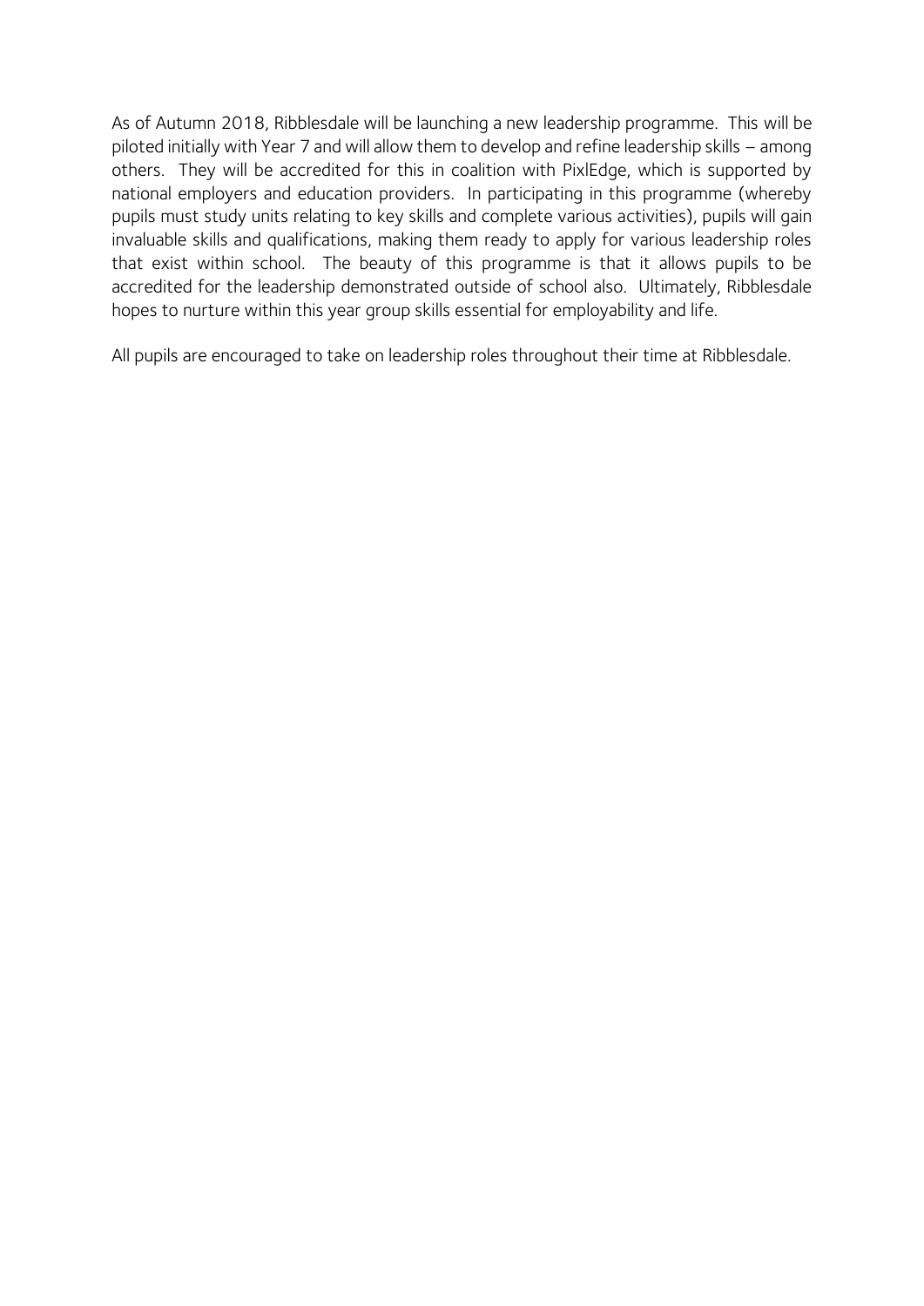As of Autumn 2018, Ribblesdale will be launching a new leadership programme. This will be piloted initially with Year 7 and will allow them to develop and refine leadership skills – among others. They will be accredited for this in coalition with PixlEdge, which is supported by national employers and education providers. In participating in this programme (whereby pupils must study units relating to key skills and complete various activities), pupils will gain invaluable skills and qualifications, making them ready to apply for various leadership roles that exist within school. The beauty of this programme is that it allows pupils to be accredited for the leadership demonstrated outside of school also. Ultimately, Ribblesdale hopes to nurture within this year group skills essential for employability and life.

All pupils are encouraged to take on leadership roles throughout their time at Ribblesdale.